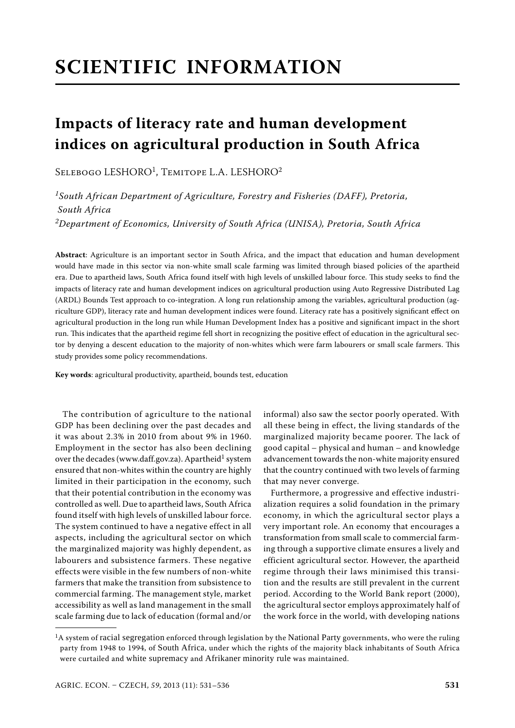# SCIENTIFIC INFORMATION

## Impacts of literacy rate and human development indices on agricultural production in South Africa

Selebogo LESHORO[1], Temitope L.A. LESHORO[2]

*[1]South African Department of Agriculture, Forestry and Fisheries (DAFF), Pretoria, South Africa*
*[2]Department of Economics, University of South Africa (UNISA), Pretoria, South Africa*

**Abstract**: Agriculture is an important sector in South Africa, and the impact that education and human development would have made in this sector via non-white small scale farming was limited through biased policies of the apartheid era. Due to apartheid laws, South Africa found itself with high levels of unskilled labour force. This study seeks to find the impacts of literacy rate and human development indices on agricultural production using Auto Regressive Distributed Lag (ARDL) Bounds Test approach to co-integration. A long run relationship among the variables, agricultural production (agriculture GDP), literacy rate and human development indices were found. Literacy rate has a positively significant effect on agricultural production in the long run while Human Development Index has a positive and significant impact in the short run. This indicates that the apartheid regime fell short in recognizing the positive effect of education in the agricultural sector by denying a descent education to the majority of non-whites which were farm labourers or small scale farmers. This study provides some policy recommendations.

**Key words**: agricultural productivity, apartheid, bounds test, education

The contribution of agriculture to the national GDP has been declining over the past decades and it was about 2.3% in 2010 from about 9% in 1960. Employment in the sector has also been declining over the decades (www.daff.gov.za). Apartheid[1] system ensured that non-whites within the country are highly limited in their participation in the economy, such that their potential contribution in the economy was controlled as well. Due to apartheid laws, South Africa found itself with high levels of unskilled labour force. The system continued to have a negative effect in all aspects, including the agricultural sector on which the marginalized majority was highly dependent, as labourers and subsistence farmers. These negative effects were visible in the few numbers of non-white farmers that make the transition from subsistence to commercial farming. The management style, market accessibility as well as land management in the small scale farming due to lack of education (formal and/or informal) also saw the sector poorly operated. With all these being in effect, the living standards of the marginalized majority became poorer. The lack of good capital – physical and human – and knowledge advancement towards the non-white majority ensured that the country continued with two levels of farming that may never converge.

Furthermore, a progressive and effective industrialization requires a solid foundation in the primary economy, in which the agricultural sector plays a very important role. An economy that encourages a transformation from small scale to commercial farming through a supportive climate ensures a lively and efficient agricultural sector. However, the apartheid regime through their laws minimised this transition and the results are still prevalent in the current period. According to the World Bank report (2000), the agricultural sector employs approximately half of the work force in the world, with developing nations

[1]A system of racial segregation enforced through legislation by the National Party governments, who were the ruling party from 1948 to 1994, of South Africa, under which the rights of the majority black inhabitants of South Africa were curtailed and white supremacy and Afrikaner minority rule was maintained.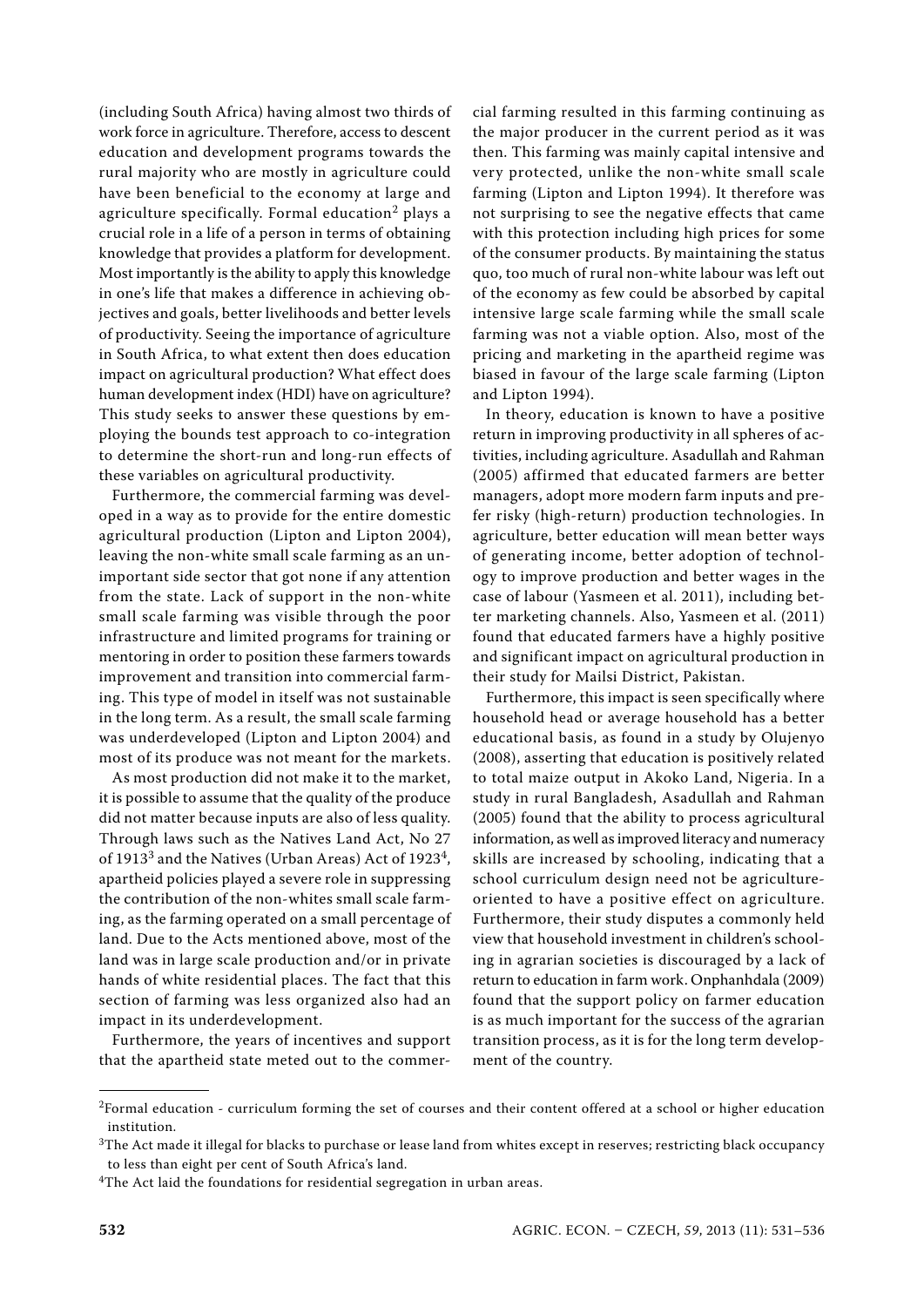(including South Africa) having almost two thirds of work force in agriculture. Therefore, access to descent education and development programs towards the rural majority who are mostly in agriculture could have been beneficial to the economy at large and agriculture specifically. Formal education[2] plays a crucial role in a life of a person in terms of obtaining knowledge that provides a platform for development. Most importantly is the ability to apply this knowledge in one's life that makes a difference in achieving objectives and goals, better livelihoods and better levels of productivity. Seeing the importance of agriculture in South Africa, to what extent then does education impact on agricultural production? What effect does human development index (HDI) have on agriculture? This study seeks to answer these questions by employing the bounds test approach to co-integration to determine the short-run and long-run effects of these variables on agricultural productivity.

Furthermore, the commercial farming was developed in a way as to provide for the entire domestic agricultural production (Lipton and Lipton 2004), leaving the non-white small scale farming as an unimportant side sector that got none if any attention from the state. Lack of support in the non-white small scale farming was visible through the poor infrastructure and limited programs for training or mentoring in order to position these farmers towards improvement and transition into commercial farming. This type of model in itself was not sustainable in the long term. As a result, the small scale farming was underdeveloped (Lipton and Lipton 2004) and most of its produce was not meant for the markets.

As most production did not make it to the market, it is possible to assume that the quality of the produce did not matter because inputs are also of less quality. Through laws such as the Natives Land Act, No 27 of 1913[3] and the Natives (Urban Areas) Act of 1923[4], apartheid policies played a severe role in suppressing the contribution of the non-whites small scale farming, as the farming operated on a small percentage of land. Due to the Acts mentioned above, most of the land was in large scale production and/or in private hands of white residential places. The fact that this section of farming was less organized also had an impact in its underdevelopment.

Furthermore, the years of incentives and support that the apartheid state meted out to the commercial farming resulted in this farming continuing as the major producer in the current period as it was then. This farming was mainly capital intensive and very protected, unlike the non-white small scale farming (Lipton and Lipton 1994). It therefore was not surprising to see the negative effects that came with this protection including high prices for some of the consumer products. By maintaining the status quo, too much of rural non-white labour was left out of the economy as few could be absorbed by capital intensive large scale farming while the small scale farming was not a viable option. Also, most of the pricing and marketing in the apartheid regime was biased in favour of the large scale farming (Lipton and Lipton 1994).

In theory, education is known to have a positive return in improving productivity in all spheres of activities, including agriculture. Asadullah and Rahman (2005) affirmed that educated farmers are better managers, adopt more modern farm inputs and prefer risky (high-return) production technologies. In agriculture, better education will mean better ways of generating income, better adoption of technology to improve production and better wages in the case of labour (Yasmeen et al. 2011), including better marketing channels. Also, Yasmeen et al. (2011) found that educated farmers have a highly positive and significant impact on agricultural production in their study for Mailsi District, Pakistan.

Furthermore, this impact is seen specifically where household head or average household has a better educational basis, as found in a study by Olujenyo (2008), asserting that education is positively related to total maize output in Akoko Land, Nigeria. In a study in rural Bangladesh, Asadullah and Rahman (2005) found that the ability to process agricultural information, as well as improved literacy and numeracy skills are increased by schooling, indicating that a school curriculum design need not be agriculture-oriented to have a positive effect on agriculture. Furthermore, their study disputes a commonly held view that household investment in children's schooling in agrarian societies is discouraged by a lack of return to education in farm work. Onphanhdala (2009) found that the support policy on farmer education is as much important for the success of the agrarian transition process, as it is for the long term development of the country.

---

[2]Formal education - curriculum forming the set of courses and their content offered at a school or higher education institution.

[3]The Act made it illegal for blacks to purchase or lease land from whites except in reserves; restricting black occupancy to less than eight per cent of South Africa's land.

[4]The Act laid the foundations for residential segregation in urban areas.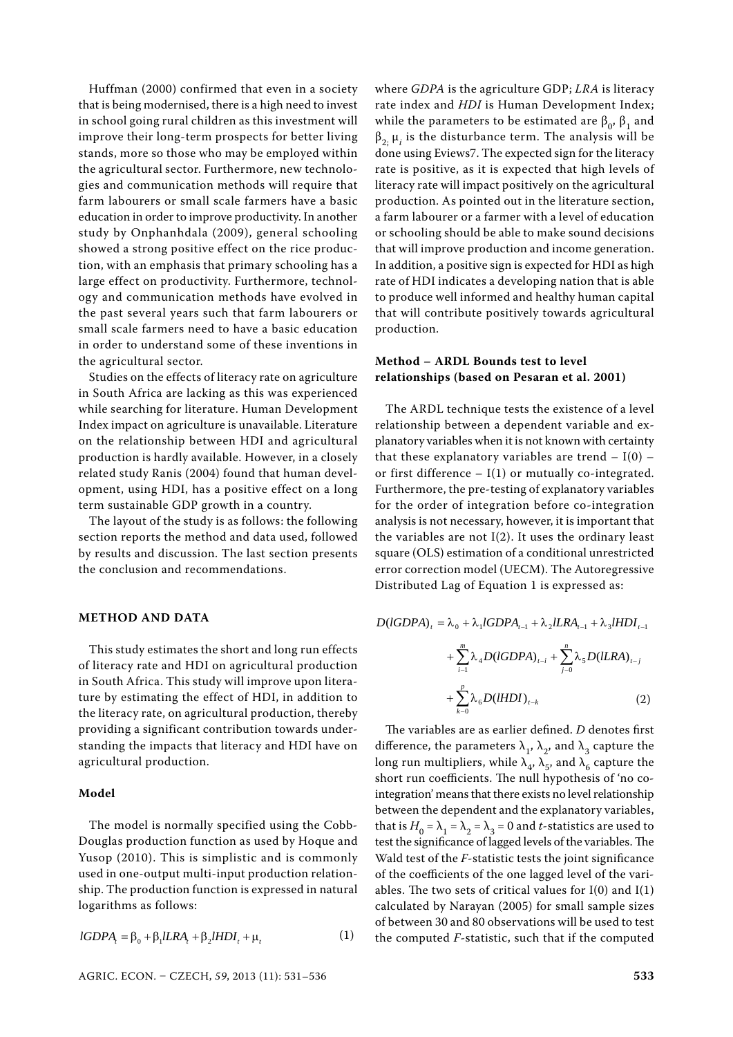Huffman (2000) confirmed that even in a society that is being modernised, there is a high need to invest in school going rural children as this investment will improve their long-term prospects for better living stands, more so those who may be employed within the agricultural sector. Furthermore, new technologies and communication methods will require that farm labourers or small scale farmers have a basic education in order to improve productivity. In another study by Onphanhdala (2009), general schooling showed a strong positive effect on the rice production, with an emphasis that primary schooling has a large effect on productivity. Furthermore, technology and communication methods have evolved in the past several years such that farm labourers or small scale farmers need to have a basic education in order to understand some of these inventions in the agricultural sector.

Studies on the effects of literacy rate on agriculture in South Africa are lacking as this was experienced while searching for literature. Human Development Index impact on agriculture is unavailable. Literature on the relationship between HDI and agricultural production is hardly available. However, in a closely related study Ranis (2004) found that human development, using HDI, has a positive effect on a long term sustainable GDP growth in a country.

The layout of the study is as follows: the following section reports the method and data used, followed by results and discussion. The last section presents the conclusion and recommendations.

## METHOD AND DATA

This study estimates the short and long run effects of literacy rate and HDI on agricultural production in South Africa. This study will improve upon literature by estimating the effect of HDI, in addition to the literacy rate, on agricultural production, thereby providing a significant contribution towards understanding the impacts that literacy and HDI have on agricultural production.

### Model

The model is normally specified using the Cobb-Douglas production function as used by Hoque and Yusop (2010). This is simplistic and is commonly used in one-output multi-input production relationship. The production function is expressed in natural logarithms as follows:

$$lGDPA_t = \beta_0 + \beta_1 lLRA_t + \beta_2 lHDI_t + \mu_t \tag{1}$$

where *GDPA* is the agriculture GDP; *LRA* is literacy rate index and *HDI* is Human Development Index; while the parameters to be estimated are $\beta_0$, $\beta_1$ and $\beta_2$; $\mu_i$ is the disturbance term. The analysis will be done using Eviews7. The expected sign for the literacy rate is positive, as it is expected that high levels of literacy rate will impact positively on the agricultural production. As pointed out in the literature section, a farm labourer or a farmer with a level of education or schooling should be able to make sound decisions that will improve production and income generation. In addition, a positive sign is expected for HDI as high rate of HDI indicates a developing nation that is able to produce well informed and healthy human capital that will contribute positively towards agricultural production.

### Method – ARDL Bounds test to level relationships (based on Pesaran et al. 2001)

The ARDL technique tests the existence of a level relationship between a dependent variable and explanatory variables when it is not known with certainty that these explanatory variables are trend – I(0) – or first difference – I(1) or mutually co-integrated. Furthermore, the pre-testing of explanatory variables for the order of integration before co-integration analysis is not necessary, however, it is important that the variables are not I(2). It uses the ordinary least square (OLS) estimation of a conditional unrestricted error correction model (UECM). The Autoregressive Distributed Lag of Equation 1 is expressed as:

$$D(lGDPA)_t = \lambda_0 + \lambda_1 lGDPA_{t-1} + \lambda_2 lLRA_{t-1} + \lambda_3 lHDI_{t-1} + \sum_{i-1}^{m} \lambda_4 D(lGDPA)_{t-i} + \sum_{j-0}^{n} \lambda_5 D(lLRA)_{t-j} + \sum_{k-0}^{p} \lambda_6 D(lHDI)_{t-k} \tag{2}$$

The variables are as earlier defined. *D* denotes first difference, the parameters $\lambda_1$, $\lambda_2$, and $\lambda_3$ capture the long run multipliers, while $\lambda_4$, $\lambda_5$, and $\lambda_6$ capture the short run coefficients. The null hypothesis of 'no co-integration' means that there exists no level relationship between the dependent and the explanatory variables, that is $H_0 = \lambda_1 = \lambda_2 = \lambda_3 = 0$ and *t*-statistics are used to test the significance of lagged levels of the variables. The Wald test of the *F*-statistic tests the joint significance of the coefficients of the one lagged level of the variables. The two sets of critical values for I(0) and I(1) calculated by Narayan (2005) for small sample sizes of between 30 and 80 observations will be used to test the computed *F*-statistic, such that if the computed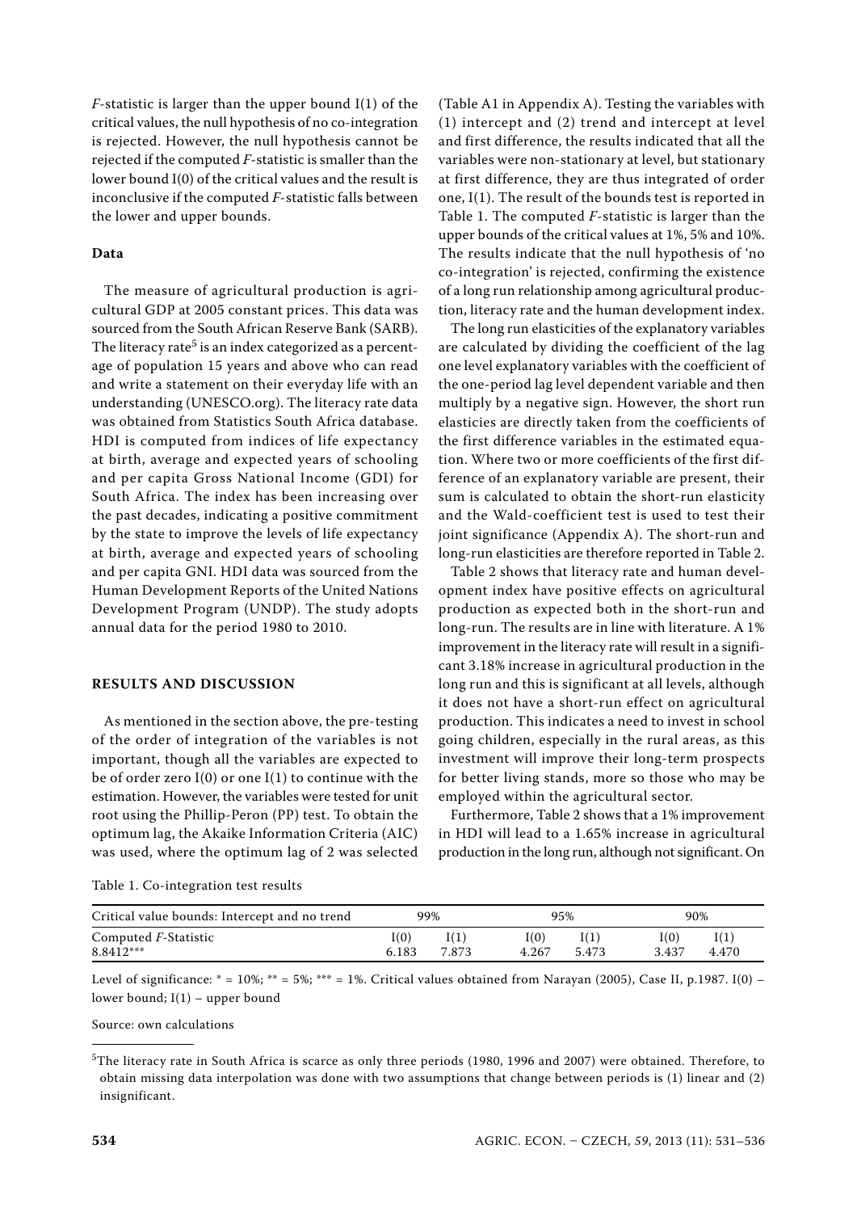$F$-statistic is larger than the upper bound I(1) of the critical values, the null hypothesis of no co-integration is rejected. However, the null hypothesis cannot be rejected if the computed $F$-statistic is smaller than the lower bound I(0) of the critical values and the result is inconclusive if the computed $F$-statistic falls between the lower and upper bounds.

### Data

The measure of agricultural production is agricultural GDP at 2005 constant prices. This data was sourced from the South African Reserve Bank (SARB). The literacy rate[5] is an index categorized as a percentage of population 15 years and above who can read and write a statement on their everyday life with an understanding (UNESCO.org). The literacy rate data was obtained from Statistics South Africa database. HDI is computed from indices of life expectancy at birth, average and expected years of schooling and per capita Gross National Income (GDI) for South Africa. The index has been increasing over the past decades, indicating a positive commitment by the state to improve the levels of life expectancy at birth, average and expected years of schooling and per capita GNI. HDI data was sourced from the Human Development Reports of the United Nations Development Program (UNDP). The study adopts annual data for the period 1980 to 2010.

## RESULTS AND DISCUSSION

As mentioned in the section above, the pre-testing of the order of integration of the variables is not important, though all the variables are expected to be of order zero I(0) or one I(1) to continue with the estimation. However, the variables were tested for unit root using the Phillip-Peron (PP) test. To obtain the optimum lag, the Akaike Information Criteria (AIC) was used, where the optimum lag of 2 was selected (Table A1 in Appendix A). Testing the variables with (1) intercept and (2) trend and intercept at level and first difference, the results indicated that all the variables were non-stationary at level, but stationary at first difference, they are thus integrated of order one, I(1). The result of the bounds test is reported in Table 1. The computed $F$-statistic is larger than the upper bounds of the critical values at 1%, 5% and 10%. The results indicate that the null hypothesis of 'no co-integration' is rejected, confirming the existence of a long run relationship among agricultural production, literacy rate and the human development index.

The long run elasticities of the explanatory variables are calculated by dividing the coefficient of the lag one level explanatory variables with the coefficient of the one-period lag level dependent variable and then multiply by a negative sign. However, the short run elasticies are directly taken from the coefficients of the first difference variables in the estimated equation. Where two or more coefficients of the first difference of an explanatory variable are present, their sum is calculated to obtain the short-run elasticity and the Wald-coefficient test is used to test their joint significance (Appendix A). The short-run and long-run elasticities are therefore reported in Table 2.

Table 2 shows that literacy rate and human development index have positive effects on agricultural production as expected both in the short-run and long-run. The results are in line with literature. A 1% improvement in the literacy rate will result in a significant 3.18% increase in agricultural production in the long run and this is significant at all levels, although it does not have a short-run effect on agricultural production. This indicates a need to invest in school going children, especially in the rural areas, as this investment will improve their long-term prospects for better living stands, more so those who may be employed within the agricultural sector.

Furthermore, Table 2 shows that a 1% improvement in HDI will lead to a 1.65% increase in agricultural production in the long run, although not significant. On

Table 1. Co-integration test results

| Critical value bounds: Intercept and no trend | 99% | | 95% | | 90% | |
|---|---|---|---|---|---|---|
| Computed $F$-Statistic | I(0) | I(1) | I(0) | I(1) | I(0) | I(1) |
| 8.8412*** | 6.183 | 7.873 | 4.267 | 5.473 | 3.437 | 4.470 |

Level of significance: * = 10%; ** = 5%; *** = 1%. Critical values obtained from Narayan (2005), Case II, p.1987. I(0) – lower bound; I(1) – upper bound

Source: own calculations

[5] The literacy rate in South Africa is scarce as only three periods (1980, 1996 and 2007) were obtained. Therefore, to obtain missing data interpolation was done with two assumptions that change between periods is (1) linear and (2) insignificant.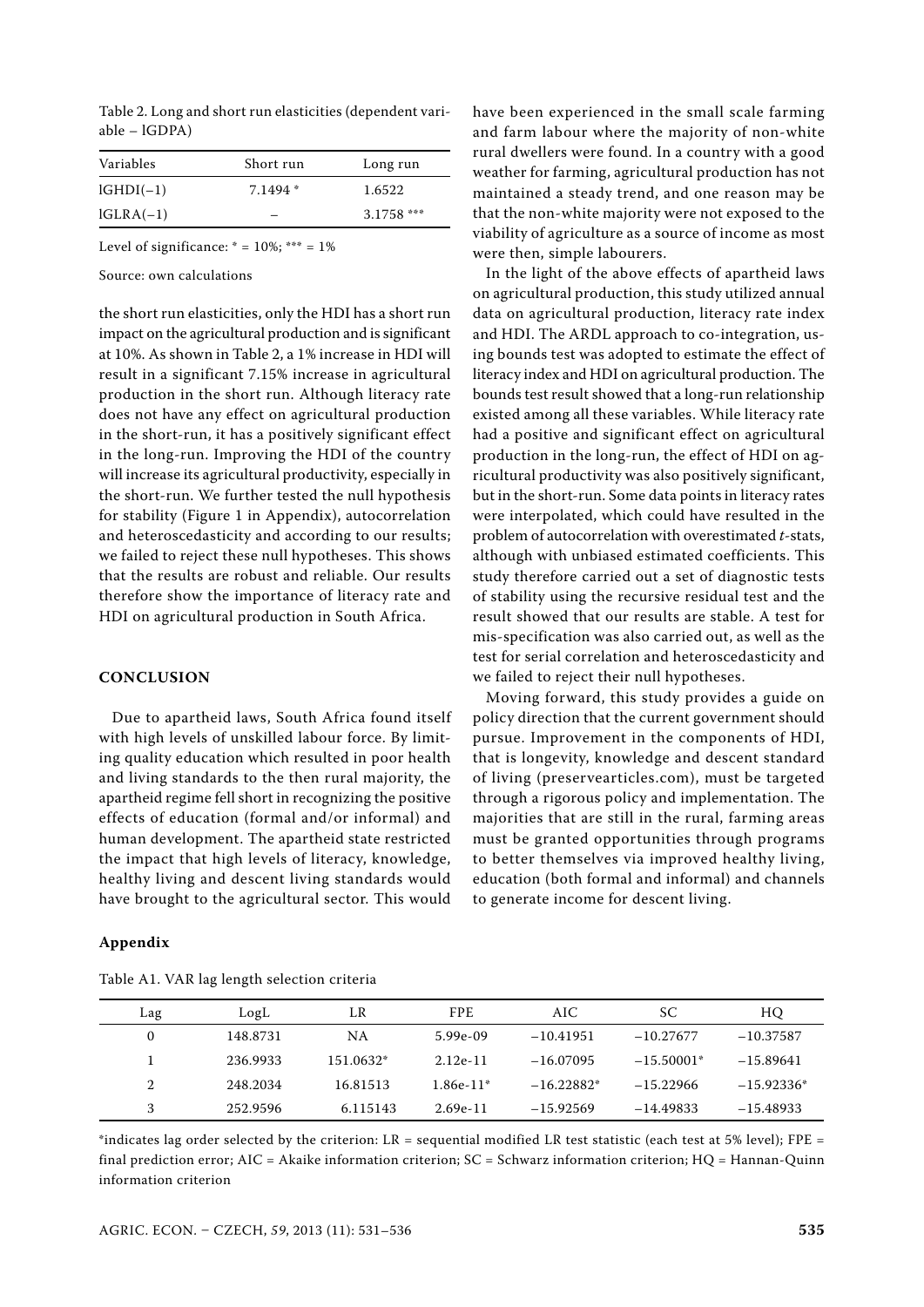Table 2. Long and short run elasticities (dependent variable – lGDPA)

| Variables | Short run | Long run |
|---|---|---|
| lGHDI(–1) | 7.1494 * | 1.6522 |
| lGLRA(–1) | – | 3.1758 *** |

Level of significance: * = 10%; *** = 1%

Source: own calculations

the short run elasticities, only the HDI has a short run impact on the agricultural production and is significant at 10%. As shown in Table 2, a 1% increase in HDI will result in a significant 7.15% increase in agricultural production in the short run. Although literacy rate does not have any effect on agricultural production in the short-run, it has a positively significant effect in the long-run. Improving the HDI of the country will increase its agricultural productivity, especially in the short-run. We further tested the null hypothesis for stability (Figure 1 in Appendix), autocorrelation and heteroscedasticity and according to our results; we failed to reject these null hypotheses. This shows that the results are robust and reliable. Our results therefore show the importance of literacy rate and HDI on agricultural production in South Africa.

## CONCLUSION

Due to apartheid laws, South Africa found itself with high levels of unskilled labour force. By limiting quality education which resulted in poor health and living standards to the then rural majority, the apartheid regime fell short in recognizing the positive effects of education (formal and/or informal) and human development. The apartheid state restricted the impact that high levels of literacy, knowledge, healthy living and descent living standards would have brought to the agricultural sector. This would have been experienced in the small scale farming and farm labour where the majority of non-white rural dwellers were found. In a country with a good weather for farming, agricultural production has not maintained a steady trend, and one reason may be that the non-white majority were not exposed to the viability of agriculture as a source of income as most were then, simple labourers.

In the light of the above effects of apartheid laws on agricultural production, this study utilized annual data on agricultural production, literacy rate index and HDI. The ARDL approach to co-integration, using bounds test was adopted to estimate the effect of literacy index and HDI on agricultural production. The bounds test result showed that a long-run relationship existed among all these variables. While literacy rate had a positive and significant effect on agricultural production in the long-run, the effect of HDI on agricultural productivity was also positively significant, but in the short-run. Some data points in literacy rates were interpolated, which could have resulted in the problem of autocorrelation with overestimated *t*-stats, although with unbiased estimated coefficients. This study therefore carried out a set of diagnostic tests of stability using the recursive residual test and the result showed that our results are stable. A test for mis-specification was also carried out, as well as the test for serial correlation and heteroscedasticity and we failed to reject their null hypotheses.

Moving forward, this study provides a guide on policy direction that the current government should pursue. Improvement in the components of HDI, that is longevity, knowledge and descent standard of living (preservearticles.com), must be targeted through a rigorous policy and implementation. The majorities that are still in the rural, farming areas must be granted opportunities through programs to better themselves via improved healthy living, education (both formal and informal) and channels to generate income for descent living.

### Appendix

Table A1. VAR lag length selection criteria

| Lag | LogL | LR | FPE | AIC | SC | HQ |
|---|---|---|---|---|---|---|
| 0 | 148.8731 | NA | 5.99e-09 | −10.41951 | −10.27677 | −10.37587 |
| 1 | 236.9933 | 151.0632* | 2.12e-11 | −16.07095 | −15.50001* | −15.89641 |
| 2 | 248.2034 | 16.81513 | 1.86e-11* | −16.22882* | −15.22966 | −15.92336* |
| 3 | 252.9596 | 6.115143 | 2.69e-11 | −15.92569 | −14.49833 | −15.48933 |

*indicates lag order selected by the criterion: LR = sequential modified LR test statistic (each test at 5% level); FPE = final prediction error; AIC = Akaike information criterion; SC = Schwarz information criterion; HQ = Hannan-Quinn information criterion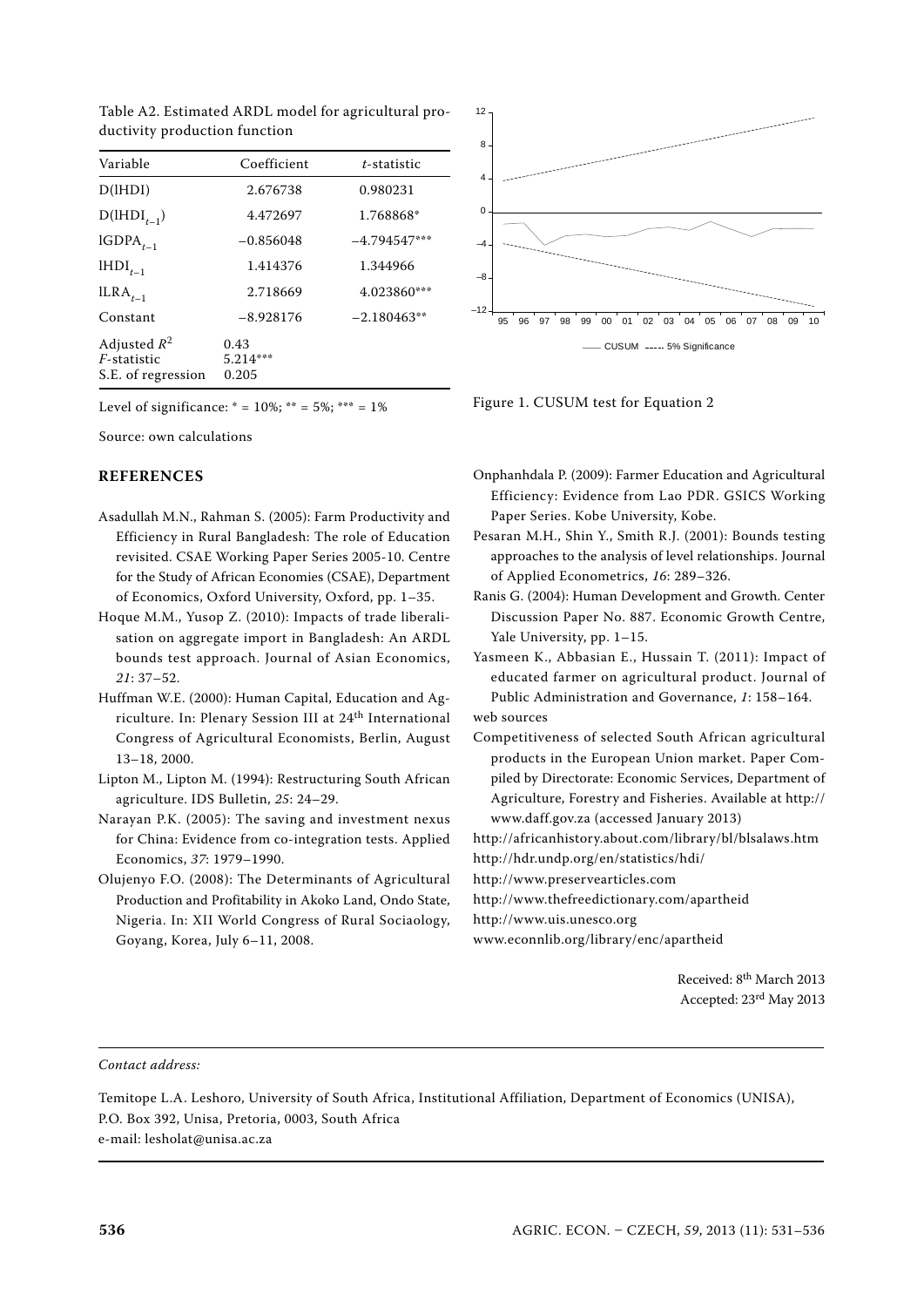Table A2. Estimated ARDL model for agricultural productivity production function

| Variable | Coefficient | *t*-statistic |
|---|---|---|
| D(lHDI) | 2.676738 | 0.980231 |
| D($lHDI_{t-1}$) | 4.472697 | 1.768868* |
| $lGDPA_{t-1}$ | −0.856048 | −4.794547*** |
| $lHDI_{t-1}$ | 1.414376 | 1.344966 |
| $lLRA_{t-1}$ | 2.718669 | 4.023860*** |
| Constant | −8.928176 | −2.180463** |
| Adjusted $R^2$ | 0.43 | |
| *F*-statistic | 5.214*** | |
| S.E. of regression | 0.205 | |

Level of significance: * = 10%; ** = 5%; *** = 1%

Source: own calculations

12
8
4
0
−4
−8
−12
95 96 97 98 99 00 01 02 03 04 05 06 07 08 09 10
CUSUM ----- 5% Significance

Figure 1. CUSUM test for Equation 2

## REFERENCES

Asadullah M.N., Rahman S. (2005): Farm Productivity and Efficiency in Rural Bangladesh: The role of Education revisited. CSAE Working Paper Series 2005-10. Centre for the Study of African Economies (CSAE), Department of Economics, Oxford University, Oxford, pp. 1–35.

Hoque M.M., Yusop Z. (2010): Impacts of trade liberalisation on aggregate import in Bangladesh: An ARDL bounds test approach. Journal of Asian Economics, *21*: 37–52.

Huffman W.E. (2000): Human Capital, Education and Agriculture. In: Plenary Session III at 24th International Congress of Agricultural Economists, Berlin, August 13–18, 2000.

Lipton M., Lipton M. (1994): Restructuring South African agriculture. IDS Bulletin, *25*: 24–29.

Narayan P.K. (2005): The saving and investment nexus for China: Evidence from co-integration tests. Applied Economics, *37*: 1979–1990.

Olujenyo F.O. (2008): The Determinants of Agricultural Production and Profitability in Akoko Land, Ondo State, Nigeria. In: XII World Congress of Rural Sociaology, Goyang, Korea, July 6–11, 2008.

Onphanhdala P. (2009): Farmer Education and Agricultural Efficiency: Evidence from Lao PDR. GSICS Working Paper Series. Kobe University, Kobe.

Pesaran M.H., Shin Y., Smith R.J. (2001): Bounds testing approaches to the analysis of level relationships. Journal of Applied Econometrics, *16*: 289–326.

Ranis G. (2004): Human Development and Growth. Center Discussion Paper No. 887. Economic Growth Centre, Yale University, pp. 1–15.

Yasmeen K., Abbasian E., Hussain T. (2011): Impact of educated farmer on agricultural product. Journal of Public Administration and Governance, *1*: 158–164.

web sources

Competitiveness of selected South African agricultural products in the European Union market. Paper Compiled by Directorate: Economic Services, Department of Agriculture, Forestry and Fisheries. Available at http://www.daff.gov.za (accessed January 2013)

http://africanhistory.about.com/library/bl/blsalaws.htm

http://hdr.undp.org/en/statistics/hdi/

http://www.preservearticles.com

http://www.thefreedictionary.com/apartheid

http://www.uis.unesco.org

www.econnlib.org/library/enc/apartheid

Received: 8th March 2013
Accepted: 23rd May 2013

*Contact address:*

Temitope L.A. Leshoro, University of South Africa, Institutional Affiliation, Department of Economics (UNISA), P.O. Box 392, Unisa, Pretoria, 0003, South Africa
e-mail: lesholat@unisa.ac.za